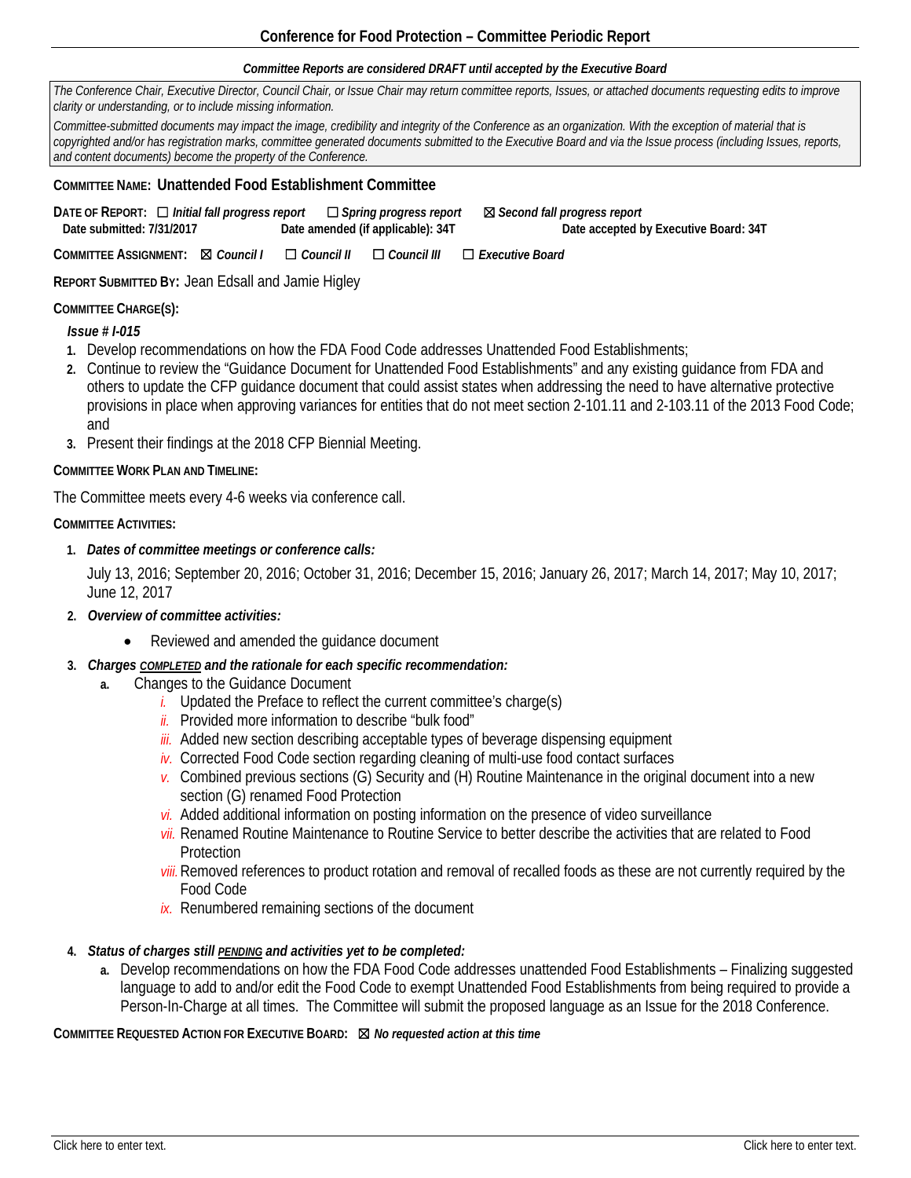# Conference for Food Protection – Committee Periodic Report

***Committee Reports are considered DRAFT until accepted by the Executive Board***

*The Conference Chair, Executive Director, Council Chair, or Issue Chair may return committee reports, Issues, or attached documents requesting edits to improve clarity or understanding, or to include missing information.*

*Committee-submitted documents may impact the image, credibility and integrity of the Conference as an organization. With the exception of material that is copyrighted and/or has registration marks, committee generated documents submitted to the Executive Board and via the Issue process (including Issues, reports, and content documents) become the property of the Conference.*

**COMMITTEE NAME: Unattended Food Establishment Committee**

**DATE OF REPORT:** ☐ ***Initial fall progress report*** ☐ ***Spring progress report*** ☒ ***Second fall progress report***

**Date submitted: 7/31/2017** **Date amended (if applicable): 34T** **Date accepted by Executive Board: 34T**

**COMMITTEE ASSIGNMENT:** ☒ ***Council I*** ☐ ***Council II*** ☐ ***Council III*** ☐ ***Executive Board***

**REPORT SUBMITTED BY:** Jean Edsall and Jamie Higley

**COMMITTEE CHARGE(S):**

***Issue # I-015***

1. Develop recommendations on how the FDA Food Code addresses Unattended Food Establishments;
2. Continue to review the "Guidance Document for Unattended Food Establishments" and any existing guidance from FDA and others to update the CFP guidance document that could assist states when addressing the need to have alternative protective provisions in place when approving variances for entities that do not meet section 2-101.11 and 2-103.11 of the 2013 Food Code; and
3. Present their findings at the 2018 CFP Biennial Meeting.

**COMMITTEE WORK PLAN AND TIMELINE:**

The Committee meets every 4-6 weeks via conference call.

**COMMITTEE ACTIVITIES:**

1. ***Dates of committee meetings or conference calls:***

   July 13, 2016; September 20, 2016; October 31, 2016; December 15, 2016; January 26, 2017; March 14, 2017; May 10, 2017; June 12, 2017

2. ***Overview of committee activities:***
   - Reviewed and amended the guidance document

3. ***Charges COMPLETED and the rationale for each specific recommendation:***
   a. Changes to the Guidance Document
      i. Updated the Preface to reflect the current committee's charge(s)
      ii. Provided more information to describe "bulk food"
      iii. Added new section describing acceptable types of beverage dispensing equipment
      iv. Corrected Food Code section regarding cleaning of multi-use food contact surfaces
      v. Combined previous sections (G) Security and (H) Routine Maintenance in the original document into a new section (G) renamed Food Protection
      vi. Added additional information on posting information on the presence of video surveillance
      vii. Renamed Routine Maintenance to Routine Service to better describe the activities that are related to Food Protection
      viii. Removed references to product rotation and removal of recalled foods as these are not currently required by the Food Code
      ix. Renumbered remaining sections of the document

4. ***Status of charges still PENDING and activities yet to be completed:***
   a. Develop recommendations on how the FDA Food Code addresses unattended Food Establishments – Finalizing suggested language to add to and/or edit the Food Code to exempt Unattended Food Establishments from being required to provide a Person-In-Charge at all times. The Committee will submit the proposed language as an Issue for the 2018 Conference.

**COMMITTEE REQUESTED ACTION FOR EXECUTIVE BOARD:** ☒ ***No requested action at this time***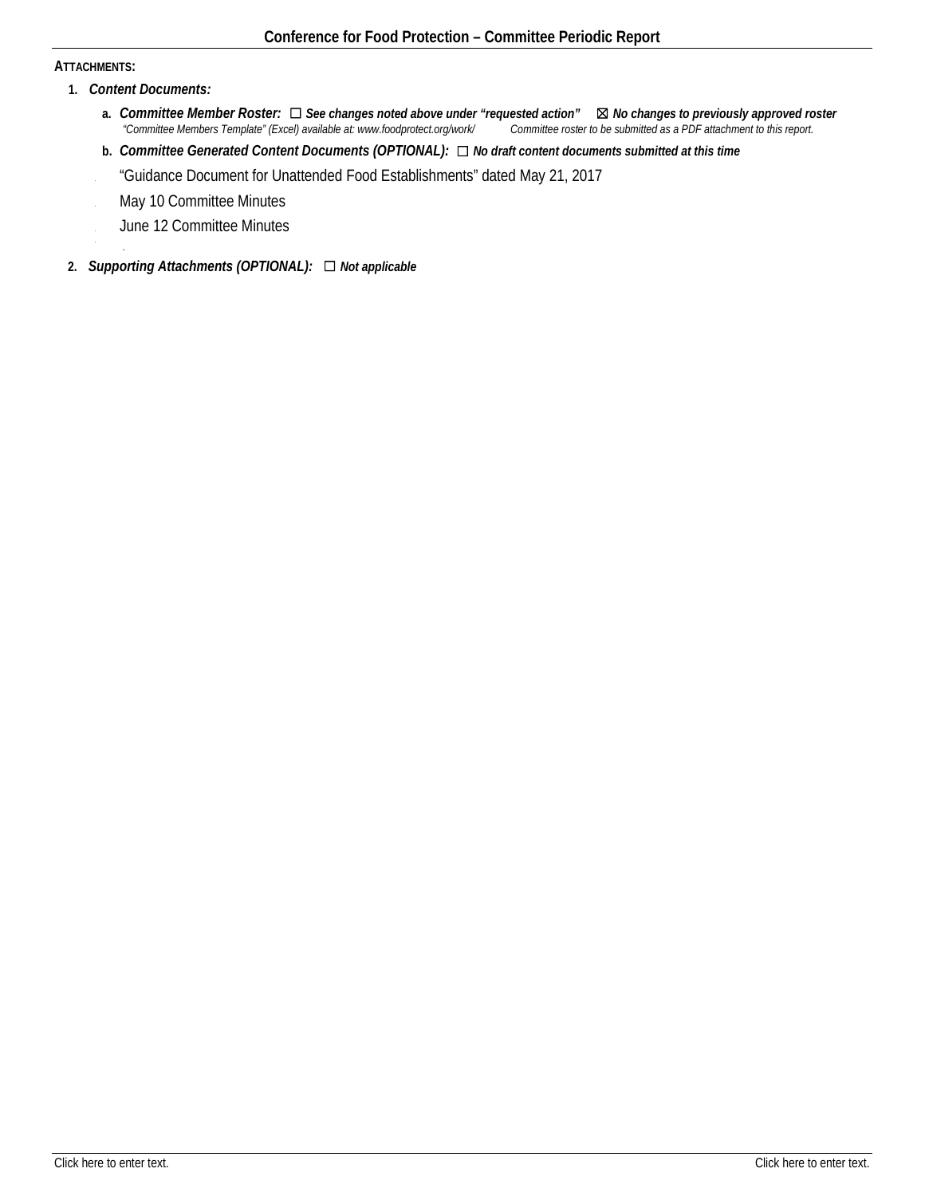**ATTACHMENTS:**

1. ***Content Documents:***

   a. ***Committee Member Roster:*** ☐ ***See changes noted above under "requested action"*** ☒ ***No changes to previously approved roster***
   *"Committee Members Template" (Excel) available at: www.foodprotect.org/work/* *Committee roster to be submitted as a PDF attachment to this report.*

   b. ***Committee Generated Content Documents (OPTIONAL):*** ☐ ***No draft content documents submitted at this time***

   - "Guidance Document for Unattended Food Establishments" dated May 21, 2017
   - May 10 Committee Minutes
   - June 12 Committee Minutes

2. ***Supporting Attachments (OPTIONAL):*** ☐ ***Not applicable***